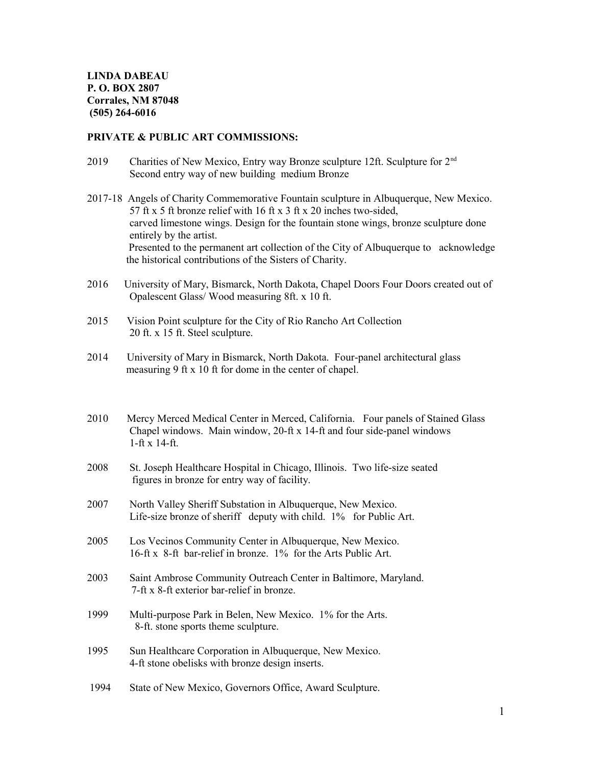**LINDA DABEAU**
**P. O. BOX 2807**
**Corrales, NM 87048**
**(505) 264-6016**

**PRIVATE & PUBLIC ART COMMISSIONS:**

2019 Charities of New Mexico, Entry way Bronze sculpture 12ft. Sculpture for 2nd Second entry way of new building medium Bronze

2017-18 Angels of Charity Commemorative Fountain sculpture in Albuquerque, New Mexico. 57 ft x 5 ft bronze relief with 16 ft x 3 ft x 20 inches two-sided, carved limestone wings. Design for the fountain stone wings, bronze sculpture done entirely by the artist.
Presented to the permanent art collection of the City of Albuquerque to acknowledge the historical contributions of the Sisters of Charity.

2016 University of Mary, Bismarck, North Dakota, Chapel Doors Four Doors created out of Opalescent Glass/ Wood measuring 8ft. x 10 ft.

2015 Vision Point sculpture for the City of Rio Rancho Art Collection 20 ft. x 15 ft. Steel sculpture.

2014 University of Mary in Bismarck, North Dakota. Four-panel architectural glass measuring 9 ft x 10 ft for dome in the center of chapel.

2010 Mercy Merced Medical Center in Merced, California. Four panels of Stained Glass Chapel windows. Main window, 20-ft x 14-ft and four side-panel windows 1-ft x 14-ft.

2008 St. Joseph Healthcare Hospital in Chicago, Illinois. Two life-size seated figures in bronze for entry way of facility.

2007 North Valley Sheriff Substation in Albuquerque, New Mexico. Life-size bronze of sheriff deputy with child. 1% for Public Art.

2005 Los Vecinos Community Center in Albuquerque, New Mexico. 16-ft x 8-ft bar-relief in bronze. 1% for the Arts Public Art.

2003 Saint Ambrose Community Outreach Center in Baltimore, Maryland. 7-ft x 8-ft exterior bar-relief in bronze.

1999 Multi-purpose Park in Belen, New Mexico. 1% for the Arts. 8-ft. stone sports theme sculpture.

1995 Sun Healthcare Corporation in Albuquerque, New Mexico. 4-ft stone obelisks with bronze design inserts.

1994 State of New Mexico, Governors Office, Award Sculpture.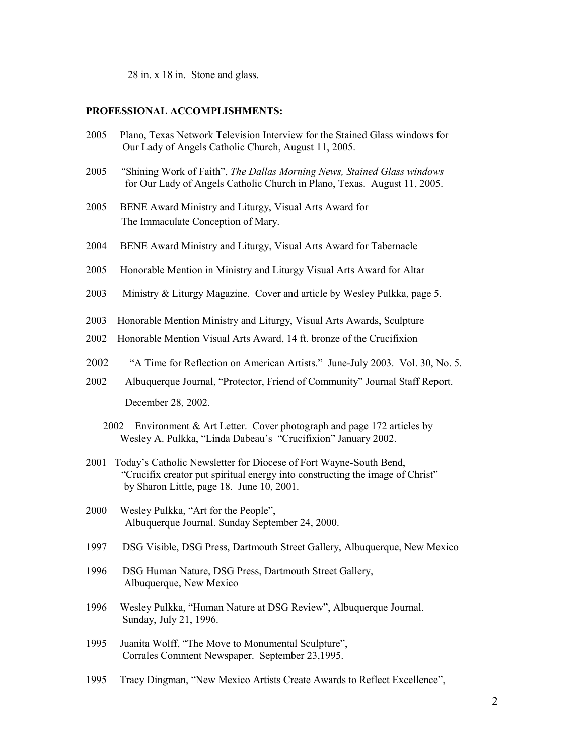28 in. x 18 in. Stone and glass.

**PROFESSIONAL ACCOMPLISHMENTS:**

2005 Plano, Texas Network Television Interview for the Stained Glass windows for Our Lady of Angels Catholic Church, August 11, 2005.

2005 *"*Shining Work of Faith", *The Dallas Morning News, Stained Glass windows* for Our Lady of Angels Catholic Church in Plano, Texas. August 11, 2005.

2005 BENE Award Ministry and Liturgy, Visual Arts Award for The Immaculate Conception of Mary.

2004 BENE Award Ministry and Liturgy, Visual Arts Award for Tabernacle

2005 Honorable Mention in Ministry and Liturgy Visual Arts Award for Altar

2003 Ministry & Liturgy Magazine. Cover and article by Wesley Pulkka, page 5.

2003 Honorable Mention Ministry and Liturgy, Visual Arts Awards, Sculpture

2002 Honorable Mention Visual Arts Award, 14 ft. bronze of the Crucifixion

2002 "A Time for Reflection on American Artists." June-July 2003. Vol. 30, No. 5.

2002 Albuquerque Journal, "Protector, Friend of Community" Journal Staff Report. December 28, 2002.

2002 Environment & Art Letter. Cover photograph and page 172 articles by Wesley A. Pulkka, "Linda Dabeau's "Crucifixion" January 2002.

2001 Today's Catholic Newsletter for Diocese of Fort Wayne-South Bend, "Crucifix creator put spiritual energy into constructing the image of Christ" by Sharon Little, page 18. June 10, 2001.

2000 Wesley Pulkka, "Art for the People", Albuquerque Journal. Sunday September 24, 2000.

1997 DSG Visible, DSG Press, Dartmouth Street Gallery, Albuquerque, New Mexico

1996 DSG Human Nature, DSG Press, Dartmouth Street Gallery, Albuquerque, New Mexico

1996 Wesley Pulkka, "Human Nature at DSG Review", Albuquerque Journal. Sunday, July 21, 1996.

1995 Juanita Wolff, "The Move to Monumental Sculpture", Corrales Comment Newspaper. September 23,1995.

1995 Tracy Dingman, "New Mexico Artists Create Awards to Reflect Excellence",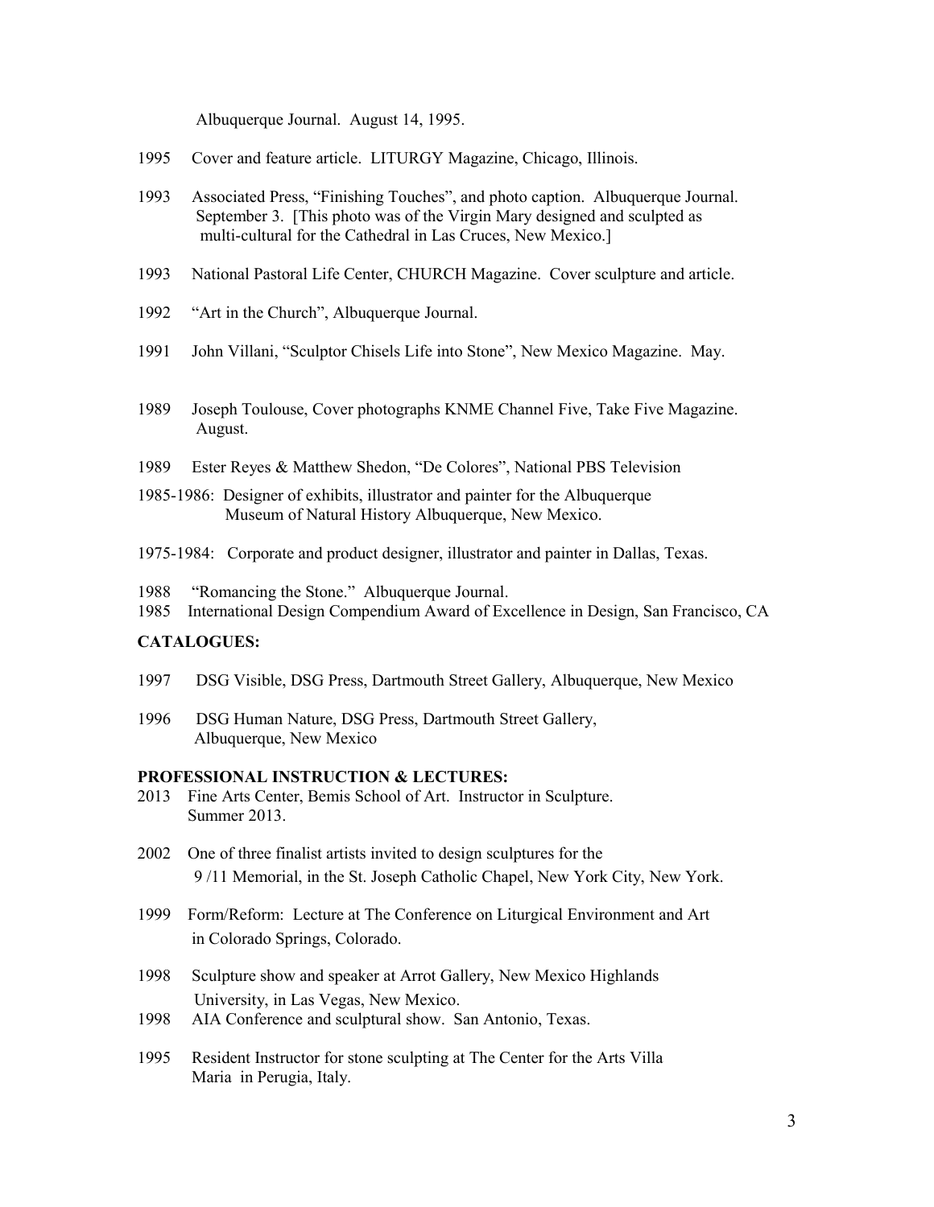Albuquerque Journal. August 14, 1995.

1995 Cover and feature article. LITURGY Magazine, Chicago, Illinois.

1993 Associated Press, "Finishing Touches", and photo caption. Albuquerque Journal. September 3. [This photo was of the Virgin Mary designed and sculpted as multi-cultural for the Cathedral in Las Cruces, New Mexico.]

1993 National Pastoral Life Center, CHURCH Magazine. Cover sculpture and article.

1992 "Art in the Church", Albuquerque Journal.

1991 John Villani, "Sculptor Chisels Life into Stone", New Mexico Magazine. May.

1989 Joseph Toulouse, Cover photographs KNME Channel Five, Take Five Magazine. August.

1989 Ester Reyes & Matthew Shedon, "De Colores", National PBS Television

1985-1986: Designer of exhibits, illustrator and painter for the Albuquerque Museum of Natural History Albuquerque, New Mexico.

1975-1984: Corporate and product designer, illustrator and painter in Dallas, Texas.

1988 "Romancing the Stone." Albuquerque Journal.

1985 International Design Compendium Award of Excellence in Design, San Francisco, CA

**CATALOGUES:**

1997 DSG Visible, DSG Press, Dartmouth Street Gallery, Albuquerque, New Mexico

1996 DSG Human Nature, DSG Press, Dartmouth Street Gallery, Albuquerque, New Mexico

**PROFESSIONAL INSTRUCTION & LECTURES:**

2013 Fine Arts Center, Bemis School of Art. Instructor in Sculpture. Summer 2013.

2002 One of three finalist artists invited to design sculptures for the 9 /11 Memorial, in the St. Joseph Catholic Chapel, New York City, New York.

1999 Form/Reform: Lecture at The Conference on Liturgical Environment and Art in Colorado Springs, Colorado.

1998 Sculpture show and speaker at Arrot Gallery, New Mexico Highlands University, in Las Vegas, New Mexico.

1998 AIA Conference and sculptural show. San Antonio, Texas.

1995 Resident Instructor for stone sculpting at The Center for the Arts Villa Maria in Perugia, Italy.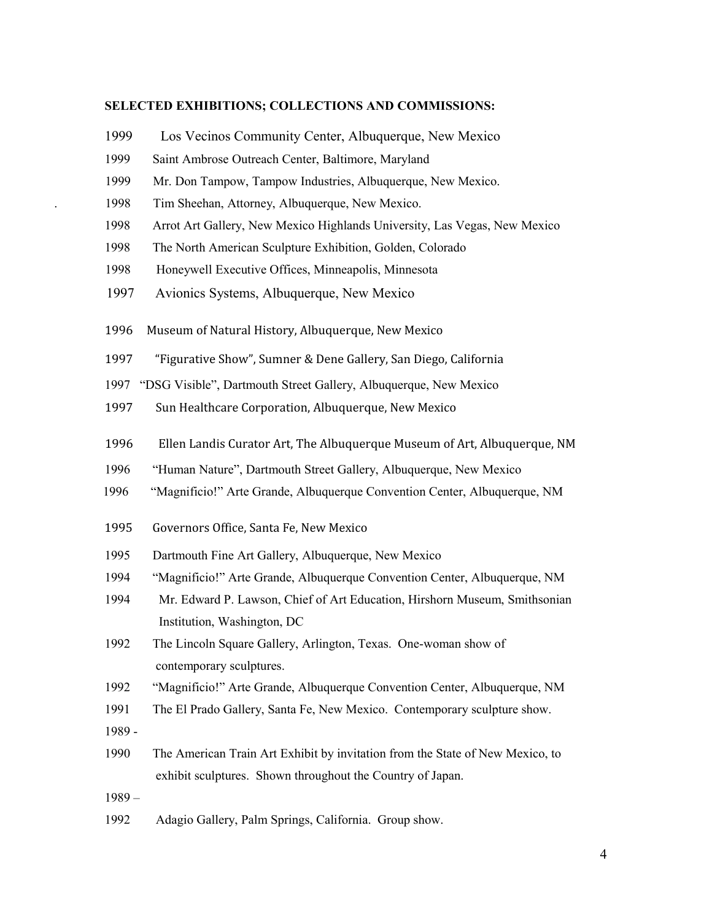**SELECTED EXHIBITIONS; COLLECTIONS AND COMMISSIONS:**

1999 Los Vecinos Community Center, Albuquerque, New Mexico

1999 Saint Ambrose Outreach Center, Baltimore, Maryland

1999 Mr. Don Tampow, Tampow Industries, Albuquerque, New Mexico.

1998 Tim Sheehan, Attorney, Albuquerque, New Mexico.

1998 Arrot Art Gallery, New Mexico Highlands University, Las Vegas, New Mexico

1998 The North American Sculpture Exhibition, Golden, Colorado

1998 Honeywell Executive Offices, Minneapolis, Minnesota

1997 Avionics Systems, Albuquerque, New Mexico

1996 Museum of Natural History, Albuquerque, New Mexico

1997 "Figurative Show", Sumner & Dene Gallery, San Diego, California

1997 "DSG Visible", Dartmouth Street Gallery, Albuquerque, New Mexico

1997 Sun Healthcare Corporation, Albuquerque, New Mexico

1996 Ellen Landis Curator Art, The Albuquerque Museum of Art, Albuquerque, NM

1996 "Human Nature", Dartmouth Street Gallery, Albuquerque, New Mexico

1996 "Magnificio!" Arte Grande, Albuquerque Convention Center, Albuquerque, NM

1995 Governors Office, Santa Fe, New Mexico

1995 Dartmouth Fine Art Gallery, Albuquerque, New Mexico

1994 "Magnificio!" Arte Grande, Albuquerque Convention Center, Albuquerque, NM

1994 Mr. Edward P. Lawson, Chief of Art Education, Hirshorn Museum, Smithsonian Institution, Washington, DC

1992 The Lincoln Square Gallery, Arlington, Texas. One-woman show of contemporary sculptures.

1992 "Magnificio!" Arte Grande, Albuquerque Convention Center, Albuquerque, NM

1991 The El Prado Gallery, Santa Fe, New Mexico. Contemporary sculpture show.

1989 - 1990 The American Train Art Exhibit by invitation from the State of New Mexico, to exhibit sculptures. Shown throughout the Country of Japan.

1989 – 1992 Adagio Gallery, Palm Springs, California. Group show.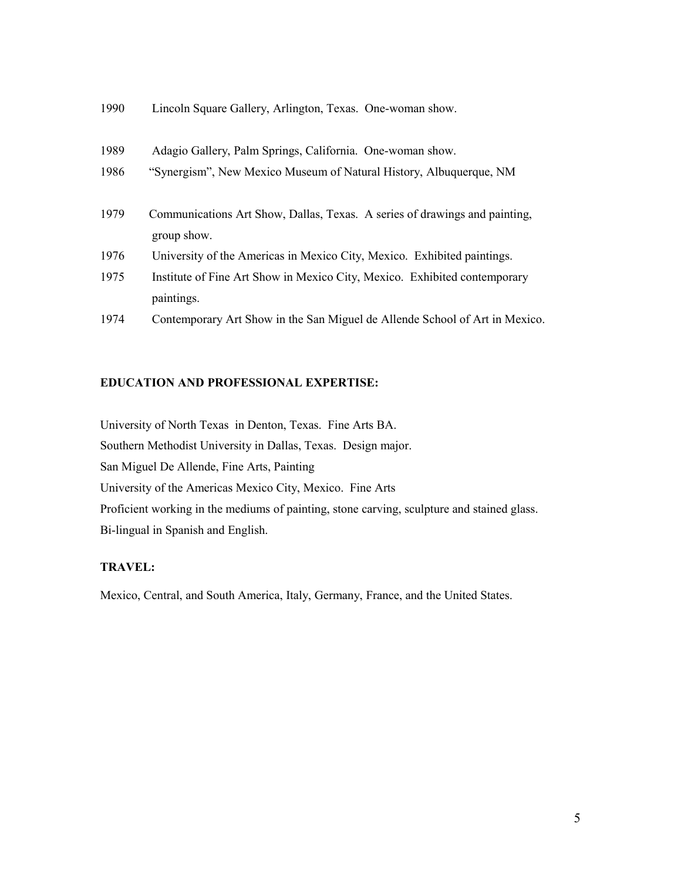1990 Lincoln Square Gallery, Arlington, Texas. One-woman show.

1989 Adagio Gallery, Palm Springs, California. One-woman show.

1986 “Synergism”, New Mexico Museum of Natural History, Albuquerque, NM

1979 Communications Art Show, Dallas, Texas. A series of drawings and painting, group show.

1976 University of the Americas in Mexico City, Mexico. Exhibited paintings.

1975 Institute of Fine Art Show in Mexico City, Mexico. Exhibited contemporary paintings.

1974 Contemporary Art Show in the San Miguel de Allende School of Art in Mexico.

**EDUCATION AND PROFESSIONAL EXPERTISE:**

University of North Texas in Denton, Texas. Fine Arts BA.
Southern Methodist University in Dallas, Texas. Design major.
San Miguel De Allende, Fine Arts, Painting
University of the Americas Mexico City, Mexico. Fine Arts
Proficient working in the mediums of painting, stone carving, sculpture and stained glass.
Bi-lingual in Spanish and English.

**TRAVEL:**

Mexico, Central, and South America, Italy, Germany, France, and the United States.